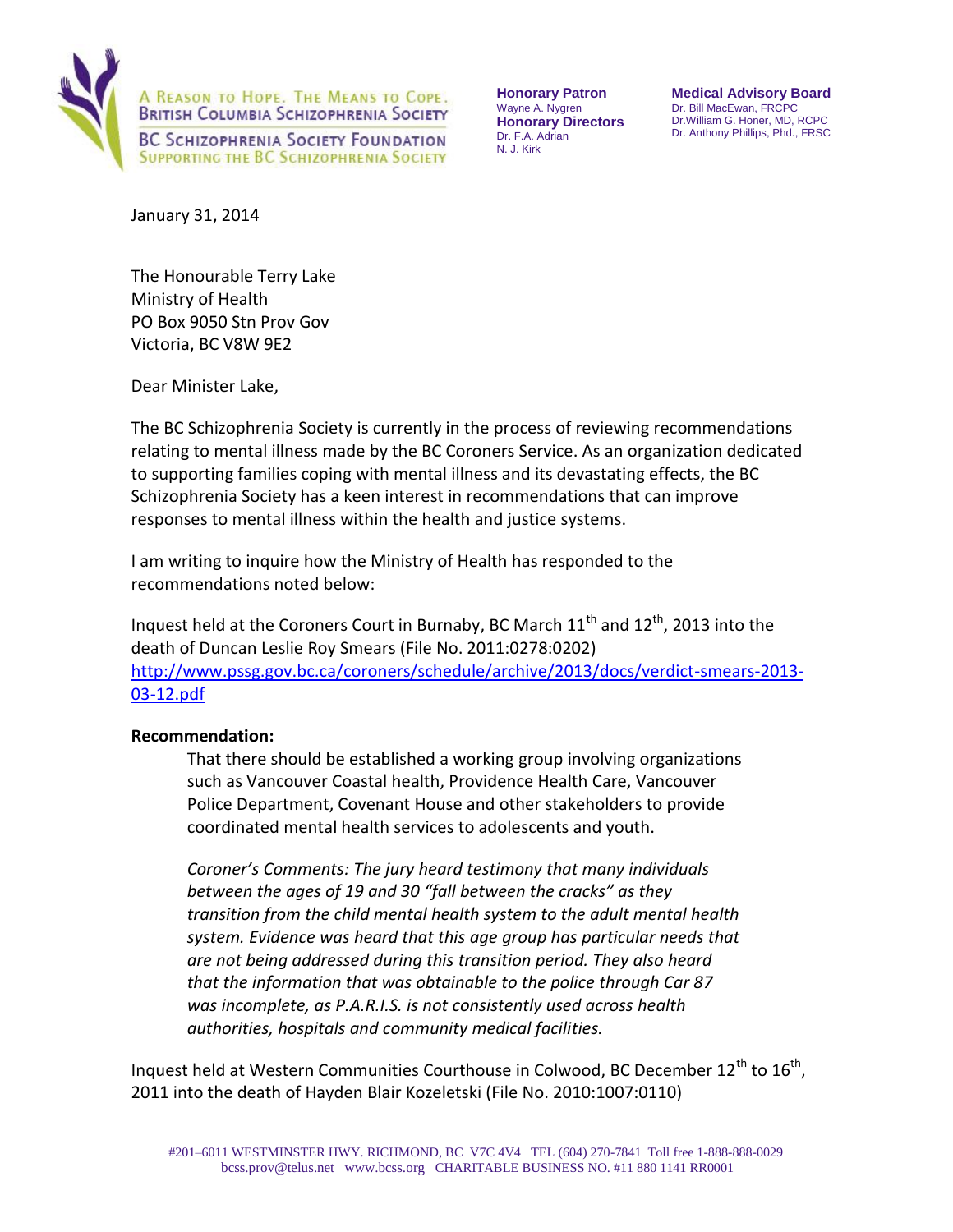A REASON TO HOPE. THE MEANS TO COPE.
BRITISH COLUMBIA SCHIZOPHRENIA SOCIETY
BC SCHIZOPHRENIA SOCIETY FOUNDATION
SUPPORTING THE BC SCHIZOPHRENIA SOCIETY

**Honorary Patron**
Wayne A. Nygren
**Honorary Directors**
Dr. F.A. Adrian
N. J. Kirk

**Medical Advisory Board**
Dr. Bill MacEwan, FRCPC
Dr.William G. Honer, MD, RCPC
Dr. Anthony Phillips, Phd., FRSC

January 31, 2014

The Honourable Terry Lake
Ministry of Health
PO Box 9050 Stn Prov Gov
Victoria, BC V8W 9E2

Dear Minister Lake,

The BC Schizophrenia Society is currently in the process of reviewing recommendations relating to mental illness made by the BC Coroners Service. As an organization dedicated to supporting families coping with mental illness and its devastating effects, the BC Schizophrenia Society has a keen interest in recommendations that can improve responses to mental illness within the health and justice systems.

I am writing to inquire how the Ministry of Health has responded to the recommendations noted below:

Inquest held at the Coroners Court in Burnaby, BC March 11th and 12th, 2013 into the death of Duncan Leslie Roy Smears (File No. 2011:0278:0202)
http://www.pssg.gov.bc.ca/coroners/schedule/archive/2013/docs/verdict-smears-2013-03-12.pdf

**Recommendation:**

That there should be established a working group involving organizations such as Vancouver Coastal health, Providence Health Care, Vancouver Police Department, Covenant House and other stakeholders to provide coordinated mental health services to adolescents and youth.

*Coroner's Comments: The jury heard testimony that many individuals between the ages of 19 and 30 "fall between the cracks" as they transition from the child mental health system to the adult mental health system. Evidence was heard that this age group has particular needs that are not being addressed during this transition period. They also heard that the information that was obtainable to the police through Car 87 was incomplete, as P.A.R.I.S. is not consistently used across health authorities, hospitals and community medical facilities.*

Inquest held at Western Communities Courthouse in Colwood, BC December 12th to 16th, 2011 into the death of Hayden Blair Kozeletski (File No. 2010:1007:0110)

#201–6011 WESTMINSTER HWY. RICHMOND, BC V7C 4V4 TEL (604) 270-7841 Toll free 1-888-888-0029
bcss.prov@telus.net www.bcss.org CHARITABLE BUSINESS NO. #11 880 1141 RR0001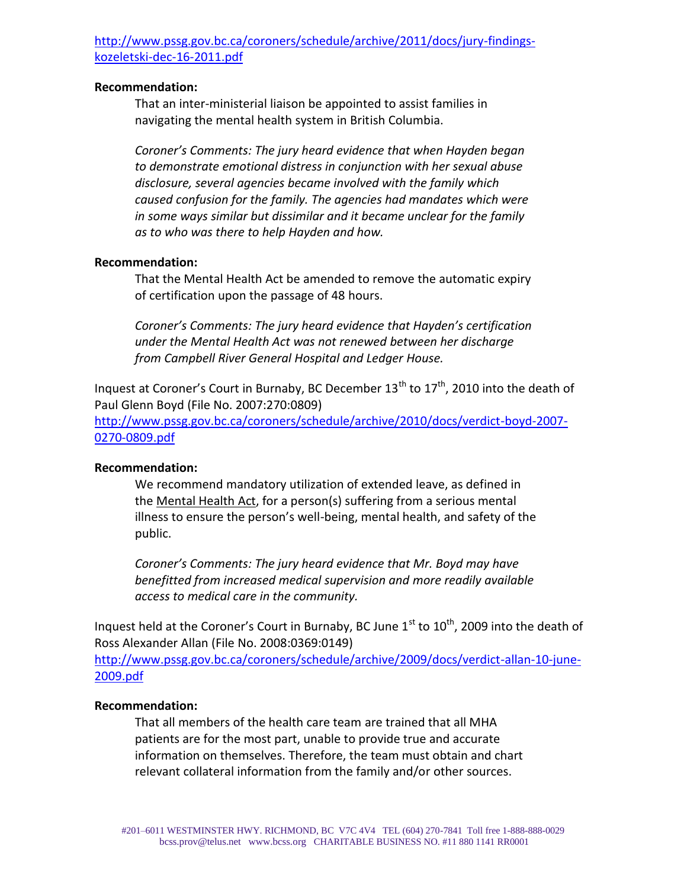http://www.pssg.gov.bc.ca/coroners/schedule/archive/2011/docs/jury-findings-kozeletski-dec-16-2011.pdf

**Recommendation:**

That an inter-ministerial liaison be appointed to assist families in navigating the mental health system in British Columbia.

*Coroner's Comments: The jury heard evidence that when Hayden began to demonstrate emotional distress in conjunction with her sexual abuse disclosure, several agencies became involved with the family which caused confusion for the family. The agencies had mandates which were in some ways similar but dissimilar and it became unclear for the family as to who was there to help Hayden and how.*

**Recommendation:**

That the Mental Health Act be amended to remove the automatic expiry of certification upon the passage of 48 hours.

*Coroner's Comments: The jury heard evidence that Hayden's certification under the Mental Health Act was not renewed between her discharge from Campbell River General Hospital and Ledger House.*

Inquest at Coroner's Court in Burnaby, BC December 13th to 17th, 2010 into the death of Paul Glenn Boyd (File No. 2007:270:0809)
http://www.pssg.gov.bc.ca/coroners/schedule/archive/2010/docs/verdict-boyd-2007-0270-0809.pdf

**Recommendation:**

We recommend mandatory utilization of extended leave, as defined in the Mental Health Act, for a person(s) suffering from a serious mental illness to ensure the person's well-being, mental health, and safety of the public.

*Coroner's Comments: The jury heard evidence that Mr. Boyd may have benefitted from increased medical supervision and more readily available access to medical care in the community.*

Inquest held at the Coroner's Court in Burnaby, BC June 1st to 10th, 2009 into the death of Ross Alexander Allan (File No. 2008:0369:0149)
http://www.pssg.gov.bc.ca/coroners/schedule/archive/2009/docs/verdict-allan-10-june-2009.pdf

**Recommendation:**

That all members of the health care team are trained that all MHA patients are for the most part, unable to provide true and accurate information on themselves. Therefore, the team must obtain and chart relevant collateral information from the family and/or other sources.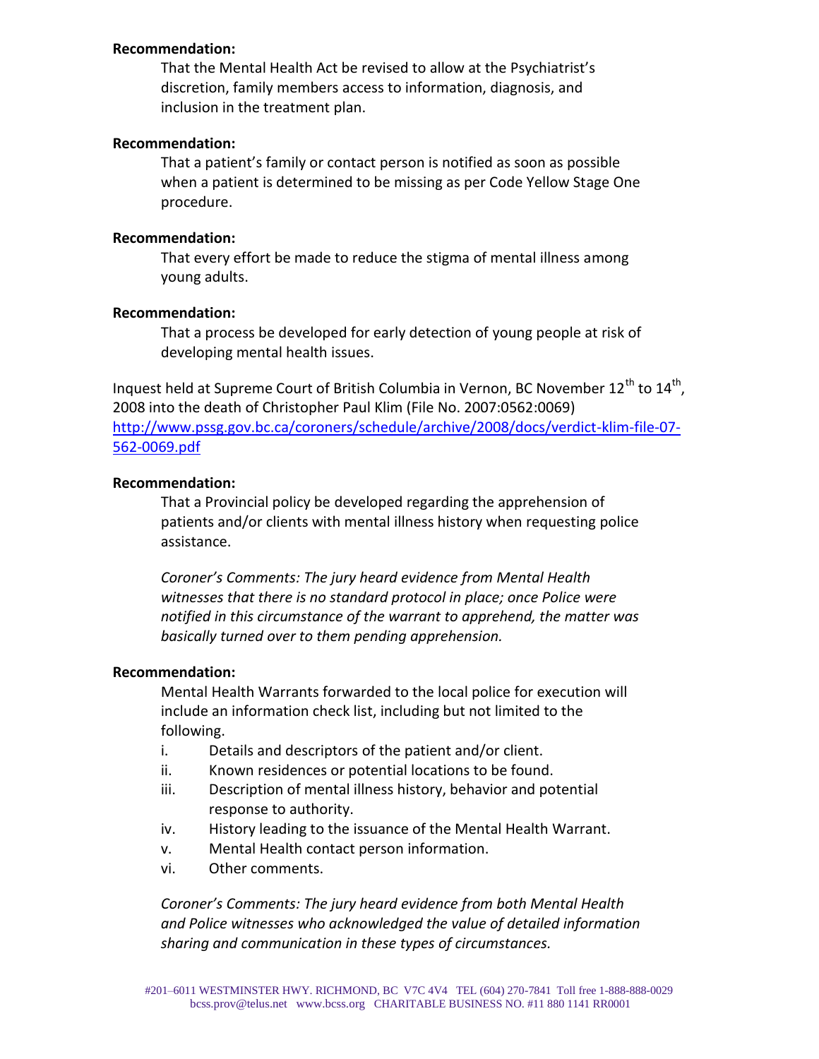**Recommendation:**

That the Mental Health Act be revised to allow at the Psychiatrist's discretion, family members access to information, diagnosis, and inclusion in the treatment plan.

**Recommendation:**

That a patient's family or contact person is notified as soon as possible when a patient is determined to be missing as per Code Yellow Stage One procedure.

**Recommendation:**

That every effort be made to reduce the stigma of mental illness among young adults.

**Recommendation:**

That a process be developed for early detection of young people at risk of developing mental health issues.

Inquest held at Supreme Court of British Columbia in Vernon, BC November 12th to 14th, 2008 into the death of Christopher Paul Klim (File No. 2007:0562:0069)
http://www.pssg.gov.bc.ca/coroners/schedule/archive/2008/docs/verdict-klim-file-07-562-0069.pdf

**Recommendation:**

That a Provincial policy be developed regarding the apprehension of patients and/or clients with mental illness history when requesting police assistance.

*Coroner's Comments: The jury heard evidence from Mental Health witnesses that there is no standard protocol in place; once Police were notified in this circumstance of the warrant to apprehend, the matter was basically turned over to them pending apprehension.*

**Recommendation:**

Mental Health Warrants forwarded to the local police for execution will include an information check list, including but not limited to the following.

i. Details and descriptors of the patient and/or client.
ii. Known residences or potential locations to be found.
iii. Description of mental illness history, behavior and potential response to authority.
iv. History leading to the issuance of the Mental Health Warrant.
v. Mental Health contact person information.
vi. Other comments.

*Coroner's Comments: The jury heard evidence from both Mental Health and Police witnesses who acknowledged the value of detailed information sharing and communication in these types of circumstances.*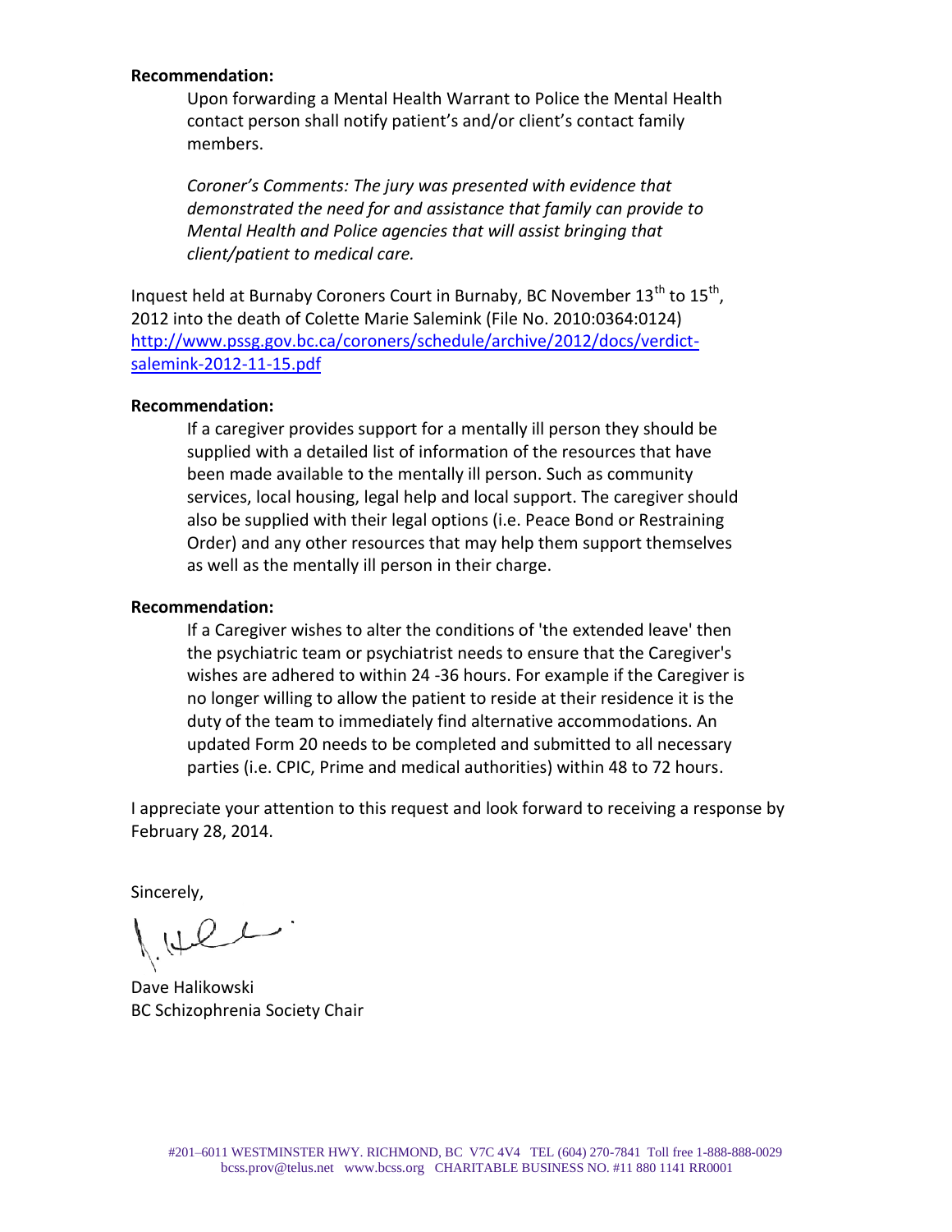**Recommendation:**

Upon forwarding a Mental Health Warrant to Police the Mental Health contact person shall notify patient's and/or client's contact family members.

*Coroner's Comments: The jury was presented with evidence that demonstrated the need for and assistance that family can provide to Mental Health and Police agencies that will assist bringing that client/patient to medical care.*

Inquest held at Burnaby Coroners Court in Burnaby, BC November 13th to 15th, 2012 into the death of Colette Marie Salemink (File No. 2010:0364:0124) http://www.pssg.gov.bc.ca/coroners/schedule/archive/2012/docs/verdict-salemink-2012-11-15.pdf

**Recommendation:**

If a caregiver provides support for a mentally ill person they should be supplied with a detailed list of information of the resources that have been made available to the mentally ill person. Such as community services, local housing, legal help and local support. The caregiver should also be supplied with their legal options (i.e. Peace Bond or Restraining Order) and any other resources that may help them support themselves as well as the mentally ill person in their charge.

**Recommendation:**

If a Caregiver wishes to alter the conditions of 'the extended leave' then the psychiatric team or psychiatrist needs to ensure that the Caregiver's wishes are adhered to within 24 -36 hours. For example if the Caregiver is no longer willing to allow the patient to reside at their residence it is the duty of the team to immediately find alternative accommodations. An updated Form 20 needs to be completed and submitted to all necessary parties (i.e. CPIC, Prime and medical authorities) within 48 to 72 hours.

I appreciate your attention to this request and look forward to receiving a response by February 28, 2014.

Sincerely,

Dave Halikowski
BC Schizophrenia Society Chair

#201–6011 WESTMINSTER HWY. RICHMOND, BC V7C 4V4 TEL (604) 270-7841 Toll free 1-888-888-0029
bcss.prov@telus.net www.bcss.org CHARITABLE BUSINESS NO. #11 880 1141 RR0001